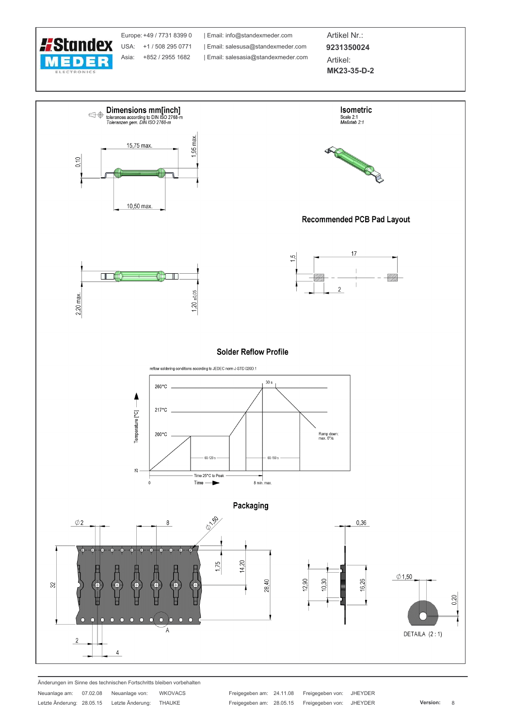Europe: +49 / 7731 8399 0 | Email: info@standexmeder.com
USA: +1 / 508 295 0771 | Email: salesusa@standexmeder.com
Asia: +852 / 2955 1682 | Email: salesasia@standexmeder.com

Artikel Nr.: **9231350024**

Artikel: **MK23-35-D-2**

## Dimensions mm[inch]

tolerances according to DIN ISO 2768-m
*Toleranzen gem. DIN ISO 2768-m*

15,75 max.
1,95 max.
0,10
10,50 max.
2,20 max.
1,20 ±0,05

## Isometric

Scale 2:1
*Maßstab 2:1*

## Recommended PCB Pad Layout

1,5
17
2

## Solder Reflow Profile

reflow soldering conditions according to JEDEC norm J-STD 020D.1

Temperature [°C]: 260°C, 217°C, 200°C, 25
30 s
60-120 s
60-150 s
Ramp down: max. 6°/s
Time 25°C to Peak
0
Time
8 min. max.

## Packaging

Ø2
8
Ø1,50
0,36
1,75
14,20
32
28,40
12,90
10,30
16,26
Ø1,50
0,20
A
2
4
DETAILA (2 : 1)

Änderungen im Sinne des technischen Fortschritts bleiben vorbehalten

| Neuanlage am: | 07.02.08 | Neuanlage von: | WKOVACS | Freigegeben am: | 24.11.08 | Freigegeben von: | JHEYDER | | |
|---|---|---|---|---|---|---|---|---|---|
| Letzte Änderung: | 28.05.15 | Letzte Änderung: | THAUKE | Freigegeben am: | 28.05.15 | Freigegeben von: | JHEYDER | Version: | 8 |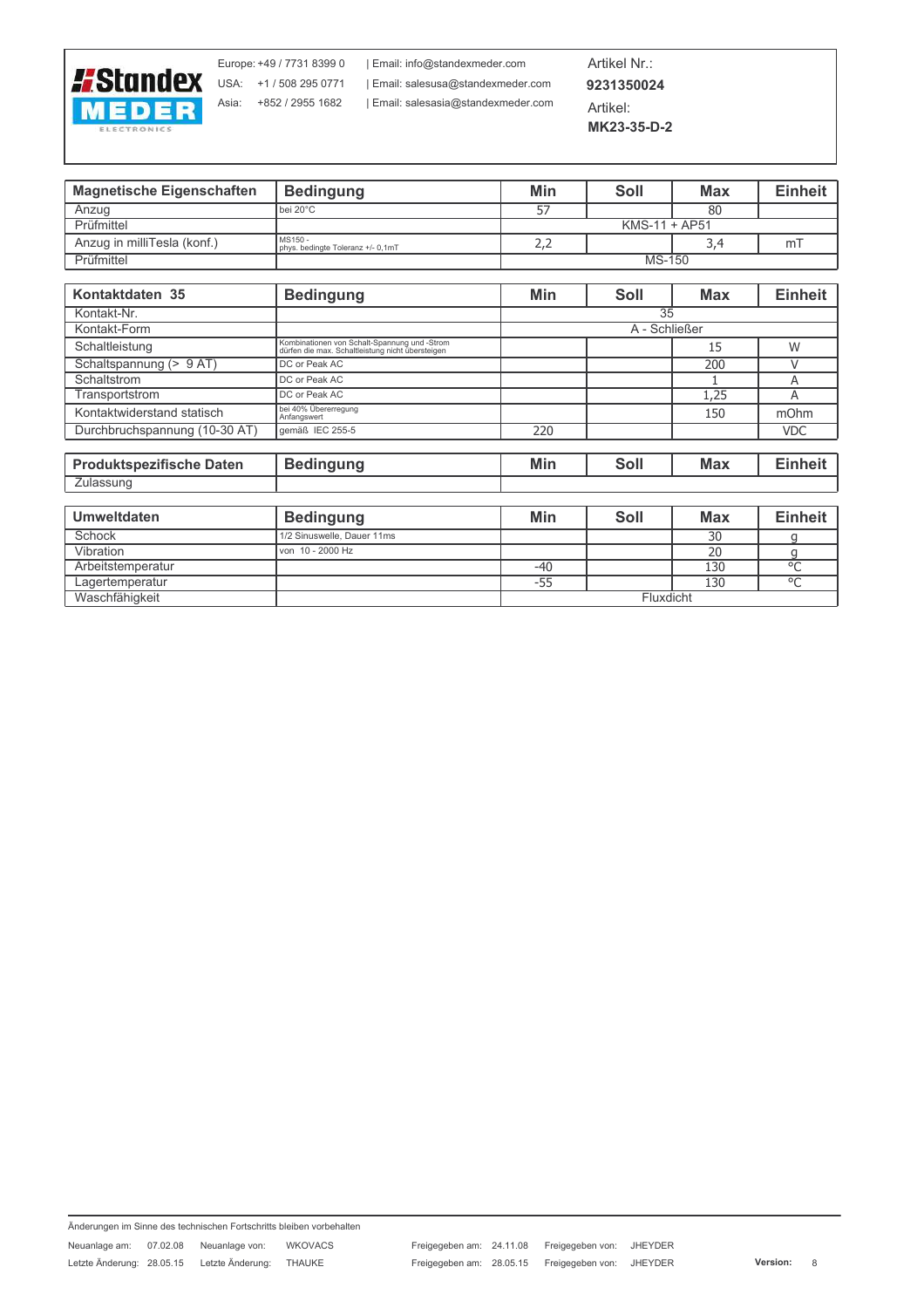Europe: +49 / 7731 8399 0 | Email: info@standexmeder.com
USA: +1 / 508 295 0771 | Email: salesusa@standexmeder.com
Asia: +852 / 2955 1682 | Email: salesasia@standexmeder.com

Artikel Nr.:
**9231350024**
Artikel:
**MK23-35-D-2**

| Magnetische Eigenschaften | Bedingung | Min | Soll | Max | Einheit |
|---|---|---|---|---|---|
| Anzug | bei 20°C | 57 | | 80 | |
| Prüfmittel | | KMS-11 + AP51 | | | |
| Anzug in milliTesla (konf.) | MS150 - phys. bedingte Toleranz +/- 0,1mT | 2,2 | | 3,4 | mT |
| Prüfmittel | | MS-150 | | | |

| Kontaktdaten 35 | Bedingung | Min | Soll | Max | Einheit |
|---|---|---|---|---|---|
| Kontakt-Nr. | | 35 | | | |
| Kontakt-Form | | A - Schließer | | | |
| Schaltleistung | Kombinationen von Schalt-Spannung und -Strom dürfen die max. Schaltleistung nicht übersteigen | | | 15 | W |
| Schaltspannung (> 9 AT) | DC or Peak AC | | | 200 | V |
| Schaltstrom | DC or Peak AC | | | 1 | A |
| Transportstrom | DC or Peak AC | | | 1,25 | A |
| Kontaktwiderstand statisch | bei 40% Übererregung Anfangswert | | | 150 | mOhm |
| Durchbruchspannung (10-30 AT) | gemäß IEC 255-5 | 220 | | | VDC |

| Produktspezifische Daten | Bedingung | Min | Soll | Max | Einheit |
|---|---|---|---|---|---|
| Zulassung | | | | | |

| Umweltdaten | Bedingung | Min | Soll | Max | Einheit |
|---|---|---|---|---|---|
| Schock | 1/2 Sinuswelle, Dauer 11ms | | | 30 | g |
| Vibration | von 10 - 2000 Hz | | | 20 | g |
| Arbeitstemperatur | | -40 | | 130 | °C |
| Lagertemperatur | | -55 | | 130 | °C |
| Waschfähigkeit | | Fluxdicht | | | |

Änderungen im Sinne des technischen Fortschritts bleiben vorbehalten

| | | | | | | | |
|---|---|---|---|---|---|---|---|
| Neuanlage am: | 07.02.08 | Neuanlage von: | WKOVACS | Freigegeben am: | 24.11.08 | Freigegeben von: | JHEYDER |
| Letzte Änderung: | 28.05.15 | Letzte Änderung: | THAUKE | Freigegeben am: | 28.05.15 | Freigegeben von: | JHEYDER |

**Version:** 8